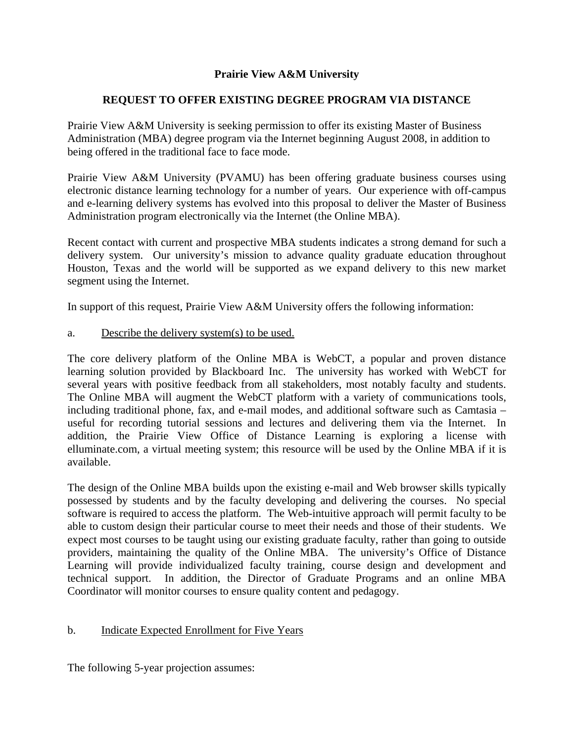# Prairie View A&M University

## REQUEST TO OFFER EXISTING DEGREE PROGRAM VIA DISTANCE

Prairie View A&M University is seeking permission to offer its existing Master of Business Administration (MBA) degree program via the Internet beginning August 2008, in addition to being offered in the traditional face to face mode.

Prairie View A&M University (PVAMU) has been offering graduate business courses using electronic distance learning technology for a number of years. Our experience with off-campus and e-learning delivery systems has evolved into this proposal to deliver the Master of Business Administration program electronically via the Internet (the Online MBA).

Recent contact with current and prospective MBA students indicates a strong demand for such a delivery system. Our university's mission to advance quality graduate education throughout Houston, Texas and the world will be supported as we expand delivery to this new market segment using the Internet.

In support of this request, Prairie View A&M University offers the following information:

a. Describe the delivery system(s) to be used.

The core delivery platform of the Online MBA is WebCT, a popular and proven distance learning solution provided by Blackboard Inc. The university has worked with WebCT for several years with positive feedback from all stakeholders, most notably faculty and students. The Online MBA will augment the WebCT platform with a variety of communications tools, including traditional phone, fax, and e-mail modes, and additional software such as Camtasia – useful for recording tutorial sessions and lectures and delivering them via the Internet. In addition, the Prairie View Office of Distance Learning is exploring a license with elluminate.com, a virtual meeting system; this resource will be used by the Online MBA if it is available.

The design of the Online MBA builds upon the existing e-mail and Web browser skills typically possessed by students and by the faculty developing and delivering the courses. No special software is required to access the platform. The Web-intuitive approach will permit faculty to be able to custom design their particular course to meet their needs and those of their students. We expect most courses to be taught using our existing graduate faculty, rather than going to outside providers, maintaining the quality of the Online MBA. The university's Office of Distance Learning will provide individualized faculty training, course design and development and technical support. In addition, the Director of Graduate Programs and an online MBA Coordinator will monitor courses to ensure quality content and pedagogy.

b. Indicate Expected Enrollment for Five Years

The following 5-year projection assumes: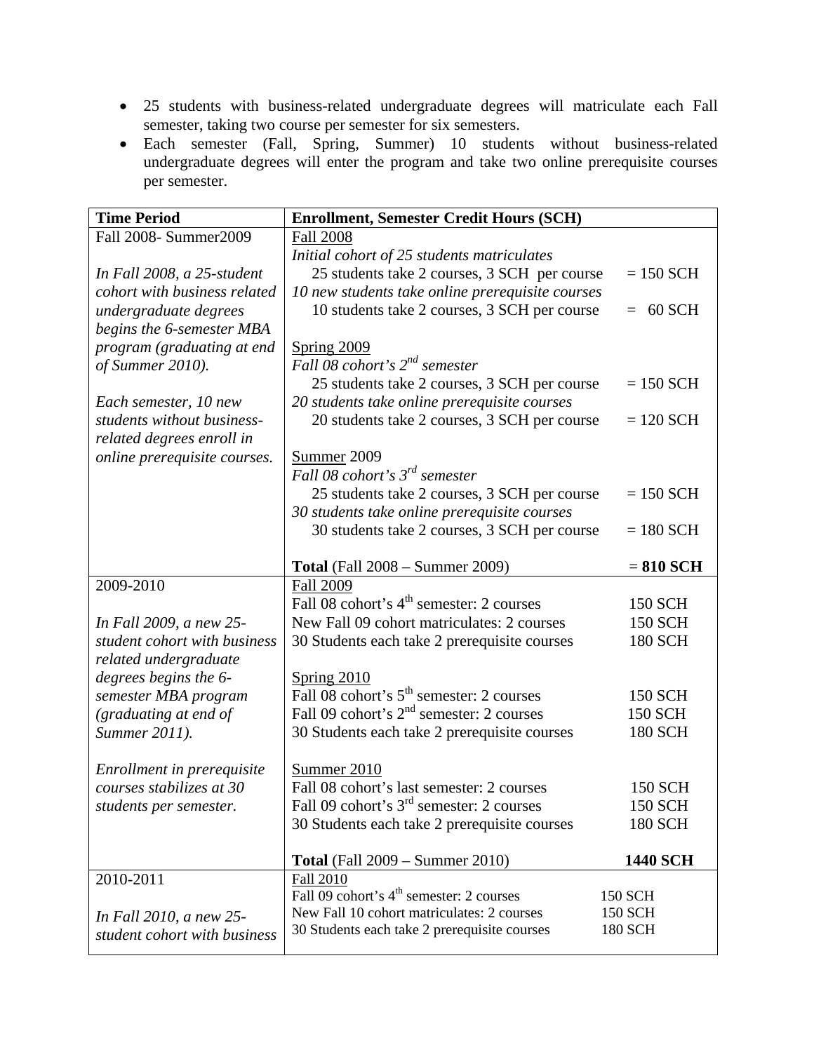- 25 students with business-related undergraduate degrees will matriculate each Fall semester, taking two course per semester for six semesters.
- Each semester (Fall, Spring, Summer) 10 students without business-related undergraduate degrees will enter the program and take two online prerequisite courses per semester.

| Time Period | Enrollment, Semester Credit Hours (SCH) |
|---|---|
| Fall 2008- Summer2009<br><br>*In Fall 2008, a 25-student cohort with business related undergraduate degrees begins the 6-semester MBA program (graduating at end of Summer 2010).*<br><br>*Each semester, 10 new students without business-related degrees enroll in online prerequisite courses.* | Fall 2008<br>*Initial cohort of 25 students matriculates*<br>25 students take 2 courses, 3 SCH per course = 150 SCH<br>*10 new students take online prerequisite courses*<br>10 students take 2 courses, 3 SCH per course = 60 SCH<br><br>Spring 2009<br>*Fall 08 cohort's 2nd semester*<br>25 students take 2 courses, 3 SCH per course = 150 SCH<br>*20 students take online prerequisite courses*<br>20 students take 2 courses, 3 SCH per course = 120 SCH<br><br>Summer 2009<br>*Fall 08 cohort's 3rd semester*<br>25 students take 2 courses, 3 SCH per course = 150 SCH<br>*30 students take online prerequisite courses*<br>30 students take 2 courses, 3 SCH per course = 180 SCH<br><br>**Total** (Fall 2008 – Summer 2009) **= 810 SCH** |
| 2009-2010<br><br>*In Fall 2009, a new 25-student cohort with business related undergraduate degrees begins the 6-semester MBA program (graduating at end of Summer 2011).*<br><br>*Enrollment in prerequisite courses stabilizes at 30 students per semester.* | Fall 2009<br>Fall 08 cohort's 4th semester: 2 courses 150 SCH<br>New Fall 09 cohort matriculates: 2 courses 150 SCH<br>30 Students each take 2 prerequisite courses 180 SCH<br><br>Spring 2010<br>Fall 08 cohort's 5th semester: 2 courses 150 SCH<br>Fall 09 cohort's 2nd semester: 2 courses 150 SCH<br>30 Students each take 2 prerequisite courses 180 SCH<br><br>Summer 2010<br>Fall 08 cohort's last semester: 2 courses 150 SCH<br>Fall 09 cohort's 3rd semester: 2 courses 150 SCH<br>30 Students each take 2 prerequisite courses 180 SCH<br><br>**Total** (Fall 2009 – Summer 2010) **1440 SCH** |
| 2010-2011<br><br>*In Fall 2010, a new 25-student cohort with business* | Fall 2010<br>Fall 09 cohort's 4th semester: 2 courses 150 SCH<br>New Fall 10 cohort matriculates: 2 courses 150 SCH<br>30 Students each take 2 prerequisite courses 180 SCH |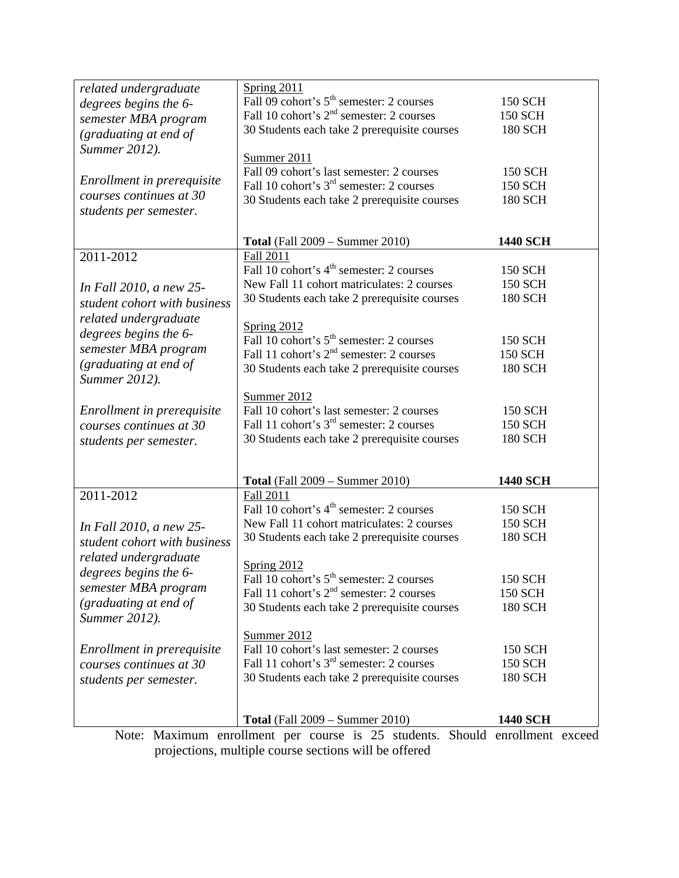| | | |
|---|---|---|
| *related undergraduate degrees begins the 6-semester MBA program (graduating at end of Summer 2012).*<br><br>*Enrollment in prerequisite courses continues at 30 students per semester.* | Spring 2011<br>Fall 09 cohort's 5th semester: 2 courses<br>Fall 10 cohort's 2nd semester: 2 courses<br>30 Students each take 2 prerequisite courses<br><br>Summer 2011<br>Fall 09 cohort's last semester: 2 courses<br>Fall 10 cohort's 3rd semester: 2 courses<br>30 Students each take 2 prerequisite courses<br><br>**Total** (Fall 2009 – Summer 2010) | <br>150 SCH<br>150 SCH<br>180 SCH<br><br><br>150 SCH<br>150 SCH<br>180 SCH<br><br>**1440 SCH** |
| 2011-2012<br><br>*In Fall 2010, a new 25-student cohort with business related undergraduate degrees begins the 6-semester MBA program (graduating at end of Summer 2012).*<br><br>*Enrollment in prerequisite courses continues at 30 students per semester.* | Fall 2011<br>Fall 10 cohort's 4th semester: 2 courses<br>New Fall 11 cohort matriculates: 2 courses<br>30 Students each take 2 prerequisite courses<br><br>Spring 2012<br>Fall 10 cohort's 5th semester: 2 courses<br>Fall 11 cohort's 2nd semester: 2 courses<br>30 Students each take 2 prerequisite courses<br><br>Summer 2012<br>Fall 10 cohort's last semester: 2 courses<br>Fall 11 cohort's 3rd semester: 2 courses<br>30 Students each take 2 prerequisite courses<br><br>**Total** (Fall 2009 – Summer 2010) | <br>150 SCH<br>150 SCH<br>180 SCH<br><br><br>150 SCH<br>150 SCH<br>180 SCH<br><br><br>150 SCH<br>150 SCH<br>180 SCH<br><br>**1440 SCH** |
| 2011-2012<br><br>*In Fall 2010, a new 25-student cohort with business related undergraduate degrees begins the 6-semester MBA program (graduating at end of Summer 2012).*<br><br>*Enrollment in prerequisite courses continues at 30 students per semester.* | Fall 2011<br>Fall 10 cohort's 4th semester: 2 courses<br>New Fall 11 cohort matriculates: 2 courses<br>30 Students each take 2 prerequisite courses<br><br>Spring 2012<br>Fall 10 cohort's 5th semester: 2 courses<br>Fall 11 cohort's 2nd semester: 2 courses<br>30 Students each take 2 prerequisite courses<br><br>Summer 2012<br>Fall 10 cohort's last semester: 2 courses<br>Fall 11 cohort's 3rd semester: 2 courses<br>30 Students each take 2 prerequisite courses<br><br>**Total** (Fall 2009 – Summer 2010) | <br>150 SCH<br>150 SCH<br>180 SCH<br><br><br>150 SCH<br>150 SCH<br>180 SCH<br><br><br>150 SCH<br>150 SCH<br>180 SCH<br><br>**1440 SCH** |

Note: Maximum enrollment per course is 25 students. Should enrollment exceed projections, multiple course sections will be offered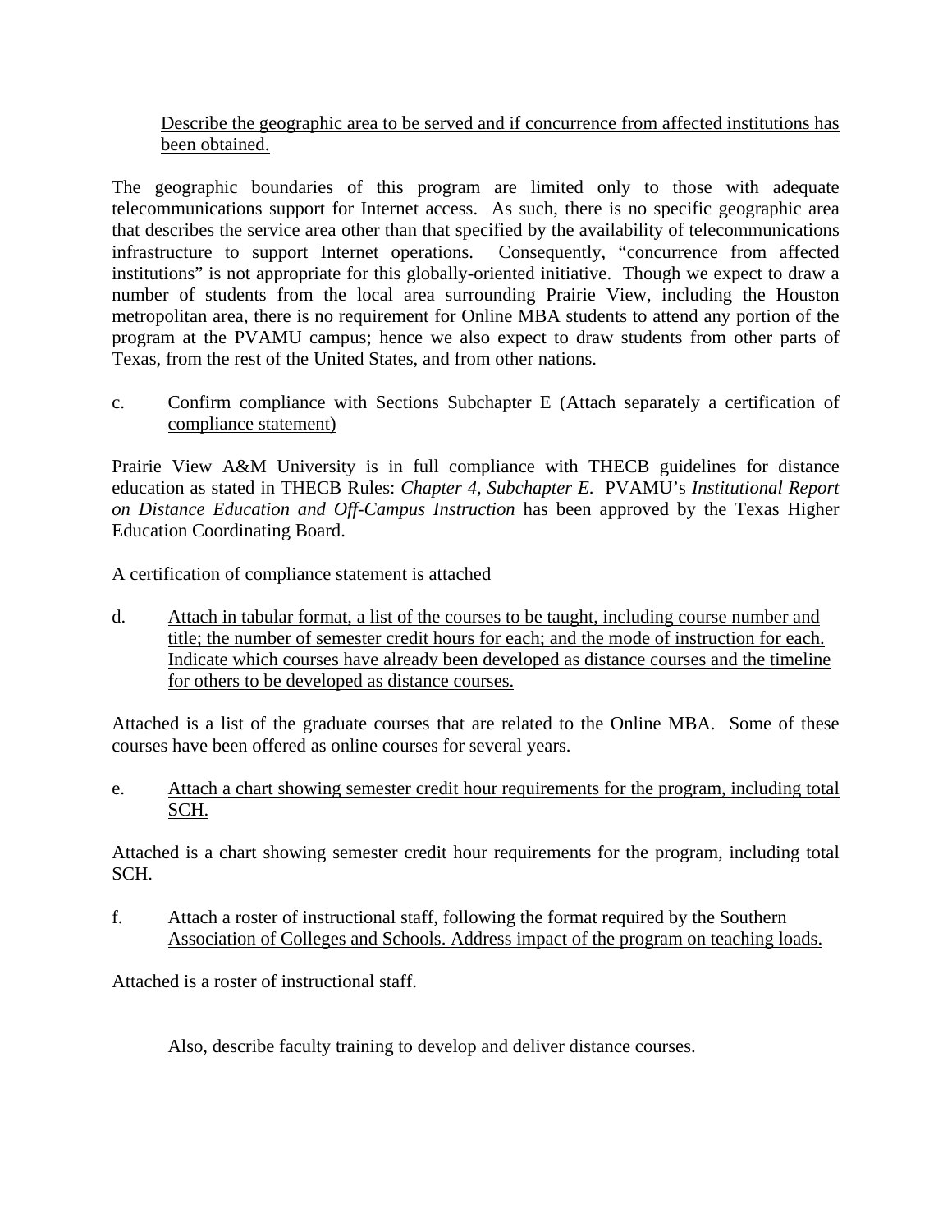Describe the geographic area to be served and if concurrence from affected institutions has been obtained.

The geographic boundaries of this program are limited only to those with adequate telecommunications support for Internet access. As such, there is no specific geographic area that describes the service area other than that specified by the availability of telecommunications infrastructure to support Internet operations. Consequently, "concurrence from affected institutions" is not appropriate for this globally-oriented initiative. Though we expect to draw a number of students from the local area surrounding Prairie View, including the Houston metropolitan area, there is no requirement for Online MBA students to attend any portion of the program at the PVAMU campus; hence we also expect to draw students from other parts of Texas, from the rest of the United States, and from other nations.

c. Confirm compliance with Sections Subchapter E (Attach separately a certification of compliance statement)

Prairie View A&M University is in full compliance with THECB guidelines for distance education as stated in THECB Rules: *Chapter 4, Subchapter E*. PVAMU's *Institutional Report on Distance Education and Off-Campus Instruction* has been approved by the Texas Higher Education Coordinating Board.

A certification of compliance statement is attached

d. Attach in tabular format, a list of the courses to be taught, including course number and title; the number of semester credit hours for each; and the mode of instruction for each. Indicate which courses have already been developed as distance courses and the timeline for others to be developed as distance courses.

Attached is a list of the graduate courses that are related to the Online MBA. Some of these courses have been offered as online courses for several years.

e. Attach a chart showing semester credit hour requirements for the program, including total SCH.

Attached is a chart showing semester credit hour requirements for the program, including total SCH.

f. Attach a roster of instructional staff, following the format required by the Southern Association of Colleges and Schools. Address impact of the program on teaching loads.

Attached is a roster of instructional staff.

Also, describe faculty training to develop and deliver distance courses.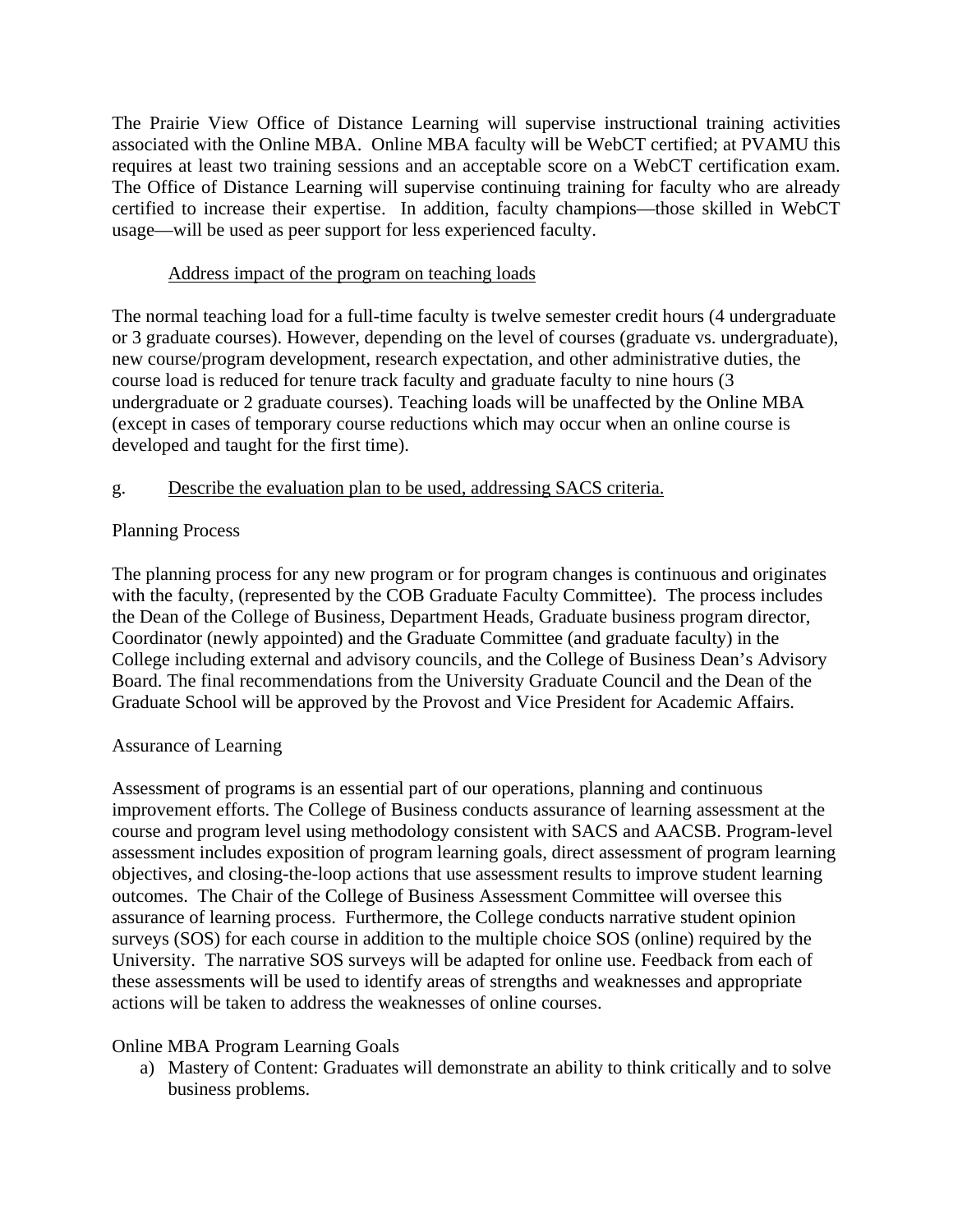The Prairie View Office of Distance Learning will supervise instructional training activities associated with the Online MBA. Online MBA faculty will be WebCT certified; at PVAMU this requires at least two training sessions and an acceptable score on a WebCT certification exam. The Office of Distance Learning will supervise continuing training for faculty who are already certified to increase their expertise. In addition, faculty champions—those skilled in WebCT usage—will be used as peer support for less experienced faculty.

<u>Address impact of the program on teaching loads</u>

The normal teaching load for a full-time faculty is twelve semester credit hours (4 undergraduate or 3 graduate courses). However, depending on the level of courses (graduate vs. undergraduate), new course/program development, research expectation, and other administrative duties, the course load is reduced for tenure track faculty and graduate faculty to nine hours (3 undergraduate or 2 graduate courses). Teaching loads will be unaffected by the Online MBA (except in cases of temporary course reductions which may occur when an online course is developed and taught for the first time).

g. <u>Describe the evaluation plan to be used, addressing SACS criteria.</u>

Planning Process

The planning process for any new program or for program changes is continuous and originates with the faculty, (represented by the COB Graduate Faculty Committee). The process includes the Dean of the College of Business, Department Heads, Graduate business program director, Coordinator (newly appointed) and the Graduate Committee (and graduate faculty) in the College including external and advisory councils, and the College of Business Dean's Advisory Board. The final recommendations from the University Graduate Council and the Dean of the Graduate School will be approved by the Provost and Vice President for Academic Affairs.

Assurance of Learning

Assessment of programs is an essential part of our operations, planning and continuous improvement efforts. The College of Business conducts assurance of learning assessment at the course and program level using methodology consistent with SACS and AACSB. Program-level assessment includes exposition of program learning goals, direct assessment of program learning objectives, and closing-the-loop actions that use assessment results to improve student learning outcomes. The Chair of the College of Business Assessment Committee will oversee this assurance of learning process. Furthermore, the College conducts narrative student opinion surveys (SOS) for each course in addition to the multiple choice SOS (online) required by the University. The narrative SOS surveys will be adapted for online use. Feedback from each of these assessments will be used to identify areas of strengths and weaknesses and appropriate actions will be taken to address the weaknesses of online courses.

Online MBA Program Learning Goals

a) Mastery of Content: Graduates will demonstrate an ability to think critically and to solve business problems.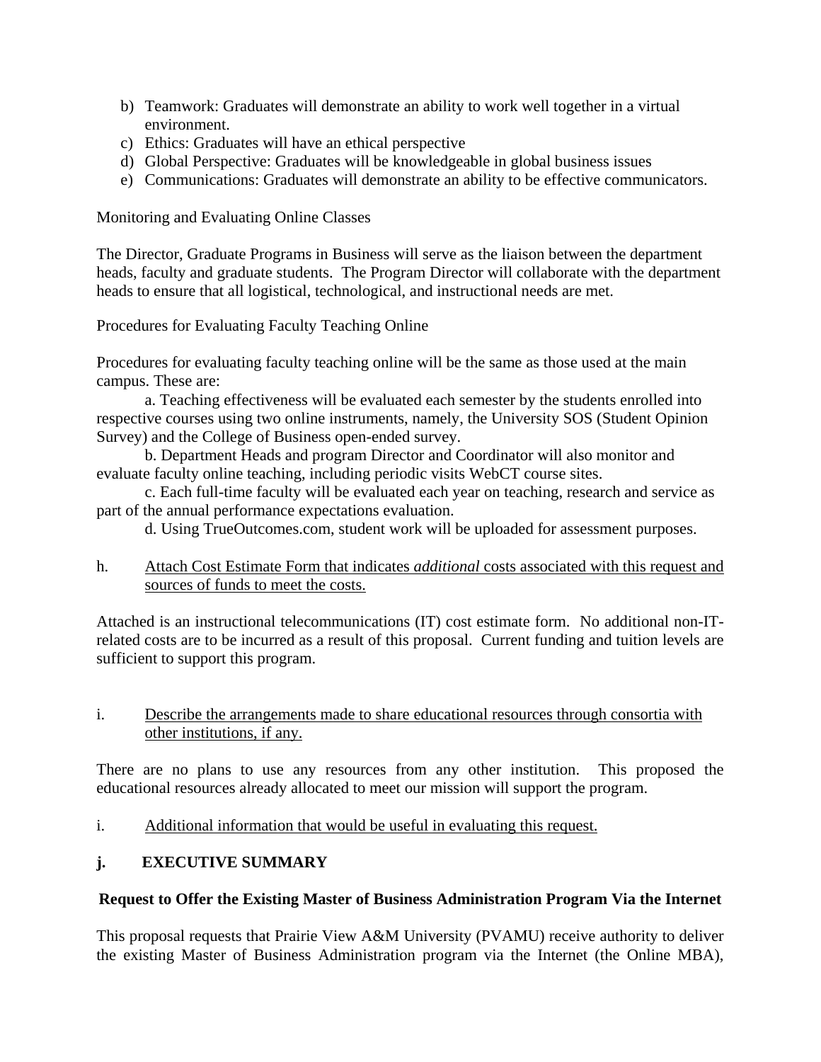b) Teamwork: Graduates will demonstrate an ability to work well together in a virtual environment.
c) Ethics: Graduates will have an ethical perspective
d) Global Perspective: Graduates will be knowledgeable in global business issues
e) Communications: Graduates will demonstrate an ability to be effective communicators.

Monitoring and Evaluating Online Classes

The Director, Graduate Programs in Business will serve as the liaison between the department heads, faculty and graduate students. The Program Director will collaborate with the department heads to ensure that all logistical, technological, and instructional needs are met.

Procedures for Evaluating Faculty Teaching Online

Procedures for evaluating faculty teaching online will be the same as those used at the main campus. These are:

a. Teaching effectiveness will be evaluated each semester by the students enrolled into respective courses using two online instruments, namely, the University SOS (Student Opinion Survey) and the College of Business open-ended survey.

b. Department Heads and program Director and Coordinator will also monitor and evaluate faculty online teaching, including periodic visits WebCT course sites.

c. Each full-time faculty will be evaluated each year on teaching, research and service as part of the annual performance expectations evaluation.

d. Using TrueOutcomes.com, student work will be uploaded for assessment purposes.

h. Attach Cost Estimate Form that indicates *additional* costs associated with this request and sources of funds to meet the costs.

Attached is an instructional telecommunications (IT) cost estimate form. No additional non-IT-related costs are to be incurred as a result of this proposal. Current funding and tuition levels are sufficient to support this program.

i. Describe the arrangements made to share educational resources through consortia with other institutions, if any.

There are no plans to use any resources from any other institution. This proposed the educational resources already allocated to meet our mission will support the program.

i. Additional information that would be useful in evaluating this request.

**j. EXECUTIVE SUMMARY**

**Request to Offer the Existing Master of Business Administration Program Via the Internet**

This proposal requests that Prairie View A&M University (PVAMU) receive authority to deliver the existing Master of Business Administration program via the Internet (the Online MBA),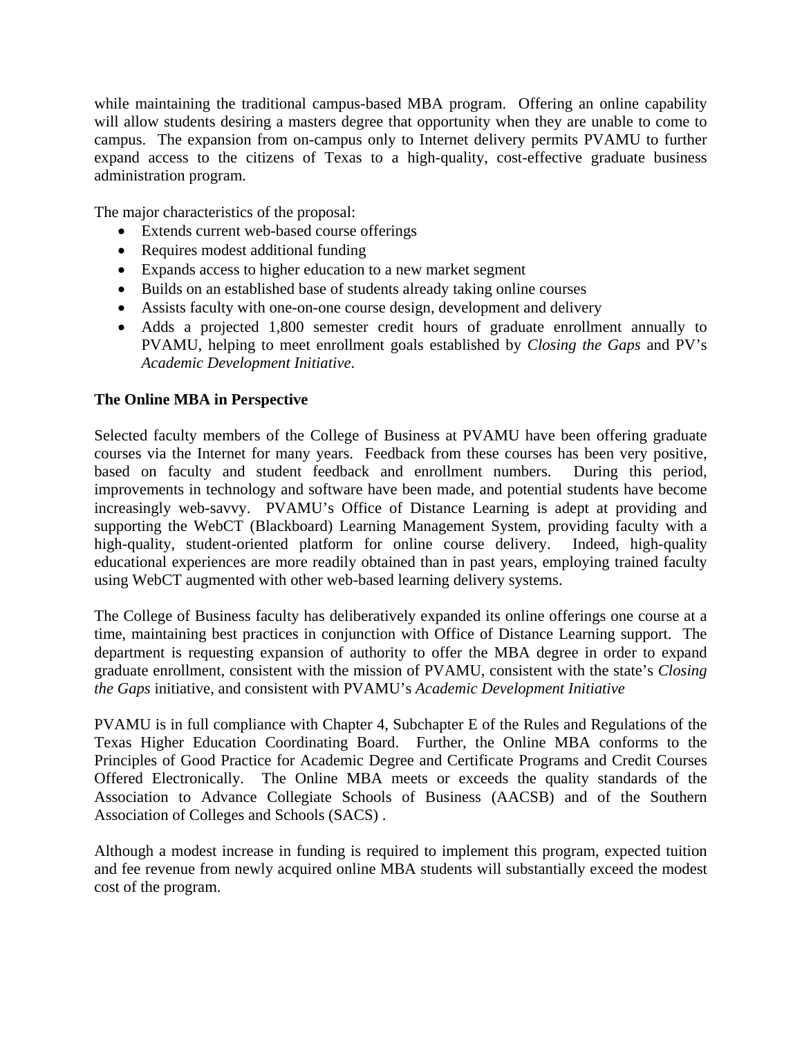while maintaining the traditional campus-based MBA program. Offering an online capability will allow students desiring a masters degree that opportunity when they are unable to come to campus. The expansion from on-campus only to Internet delivery permits PVAMU to further expand access to the citizens of Texas to a high-quality, cost-effective graduate business administration program.

The major characteristics of the proposal:

- Extends current web-based course offerings
- Requires modest additional funding
- Expands access to higher education to a new market segment
- Builds on an established base of students already taking online courses
- Assists faculty with one-on-one course design, development and delivery
- Adds a projected 1,800 semester credit hours of graduate enrollment annually to PVAMU, helping to meet enrollment goals established by *Closing the Gaps* and PV's *Academic Development Initiative*.

**The Online MBA in Perspective**

Selected faculty members of the College of Business at PVAMU have been offering graduate courses via the Internet for many years. Feedback from these courses has been very positive, based on faculty and student feedback and enrollment numbers. During this period, improvements in technology and software have been made, and potential students have become increasingly web-savvy. PVAMU's Office of Distance Learning is adept at providing and supporting the WebCT (Blackboard) Learning Management System, providing faculty with a high-quality, student-oriented platform for online course delivery. Indeed, high-quality educational experiences are more readily obtained than in past years, employing trained faculty using WebCT augmented with other web-based learning delivery systems.

The College of Business faculty has deliberatively expanded its online offerings one course at a time, maintaining best practices in conjunction with Office of Distance Learning support. The department is requesting expansion of authority to offer the MBA degree in order to expand graduate enrollment, consistent with the mission of PVAMU, consistent with the state's *Closing the Gaps* initiative, and consistent with PVAMU's *Academic Development Initiative*

PVAMU is in full compliance with Chapter 4, Subchapter E of the Rules and Regulations of the Texas Higher Education Coordinating Board. Further, the Online MBA conforms to the Principles of Good Practice for Academic Degree and Certificate Programs and Credit Courses Offered Electronically. The Online MBA meets or exceeds the quality standards of the Association to Advance Collegiate Schools of Business (AACSB) and of the Southern Association of Colleges and Schools (SACS) .

Although a modest increase in funding is required to implement this program, expected tuition and fee revenue from newly acquired online MBA students will substantially exceed the modest cost of the program.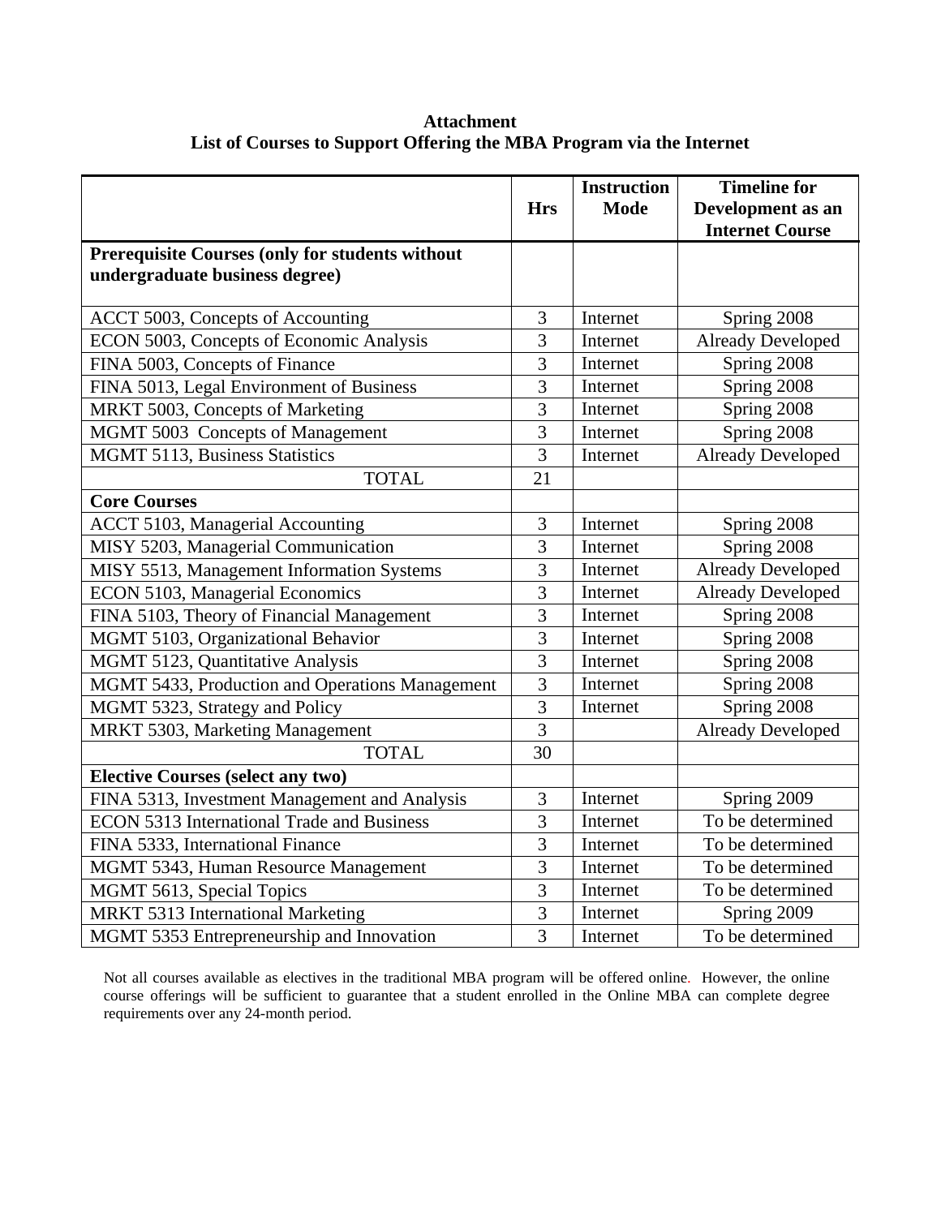**Attachment**
**List of Courses to Support Offering the MBA Program via the Internet**

| | Hrs | Instruction Mode | Timeline for Development as an Internet Course |
|---|---|---|---|
| **Prerequisite Courses (only for students without undergraduate business degree)** | | | |
| ACCT 5003, Concepts of Accounting | 3 | Internet | Spring 2008 |
| ECON 5003, Concepts of Economic Analysis | 3 | Internet | Already Developed |
| FINA 5003, Concepts of Finance | 3 | Internet | Spring 2008 |
| FINA 5013, Legal Environment of Business | 3 | Internet | Spring 2008 |
| MRKT 5003, Concepts of Marketing | 3 | Internet | Spring 2008 |
| MGMT 5003 Concepts of Management | 3 | Internet | Spring 2008 |
| MGMT 5113, Business Statistics | 3 | Internet | Already Developed |
| TOTAL | 21 | | |
| **Core Courses** | | | |
| ACCT 5103, Managerial Accounting | 3 | Internet | Spring 2008 |
| MISY 5203, Managerial Communication | 3 | Internet | Spring 2008 |
| MISY 5513, Management Information Systems | 3 | Internet | Already Developed |
| ECON 5103, Managerial Economics | 3 | Internet | Already Developed |
| FINA 5103, Theory of Financial Management | 3 | Internet | Spring 2008 |
| MGMT 5103, Organizational Behavior | 3 | Internet | Spring 2008 |
| MGMT 5123, Quantitative Analysis | 3 | Internet | Spring 2008 |
| MGMT 5433, Production and Operations Management | 3 | Internet | Spring 2008 |
| MGMT 5323, Strategy and Policy | 3 | Internet | Spring 2008 |
| MRKT 5303, Marketing Management | 3 | | Already Developed |
| TOTAL | 30 | | |
| **Elective Courses (select any two)** | | | |
| FINA 5313, Investment Management and Analysis | 3 | Internet | Spring 2009 |
| ECON 5313 International Trade and Business | 3 | Internet | To be determined |
| FINA 5333, International Finance | 3 | Internet | To be determined |
| MGMT 5343, Human Resource Management | 3 | Internet | To be determined |
| MGMT 5613, Special Topics | 3 | Internet | To be determined |
| MRKT 5313 International Marketing | 3 | Internet | Spring 2009 |
| MGMT 5353 Entrepreneurship and Innovation | 3 | Internet | To be determined |

Not all courses available as electives in the traditional MBA program will be offered online. However, the online course offerings will be sufficient to guarantee that a student enrolled in the Online MBA can complete degree requirements over any 24-month period.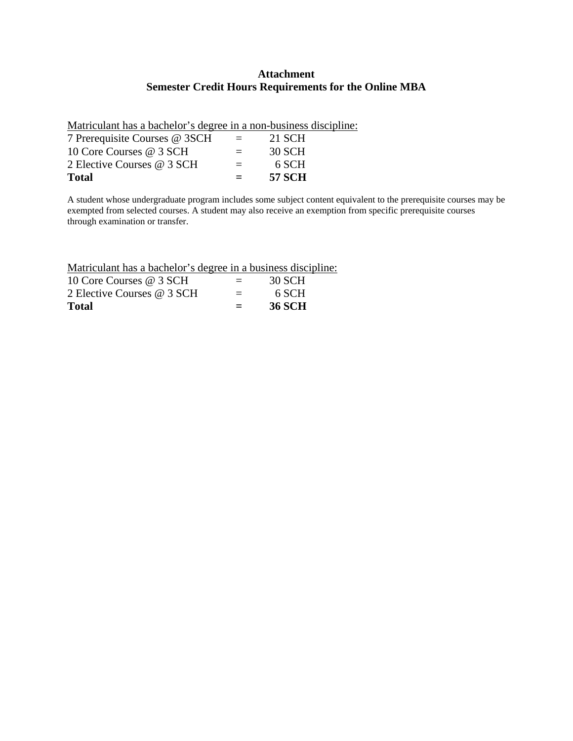# Attachment
# Semester Credit Hours Requirements for the Online MBA

Matriculant has a bachelor's degree in a non-business discipline:

| | | |
|---|---|---|
| 7 Prerequisite Courses @ 3SCH | = | 21 SCH |
| 10 Core Courses @ 3 SCH | = | 30 SCH |
| 2 Elective Courses @ 3 SCH | = | 6 SCH |
| **Total** | **=** | **57 SCH** |

A student whose undergraduate program includes some subject content equivalent to the prerequisite courses may be exempted from selected courses. A student may also receive an exemption from specific prerequisite courses through examination or transfer.

Matriculant has a bachelor's degree in a business discipline:

| | | |
|---|---|---|
| 10 Core Courses @ 3 SCH | = | 30 SCH |
| 2 Elective Courses @ 3 SCH | = | 6 SCH |
| **Total** | **=** | **36 SCH** |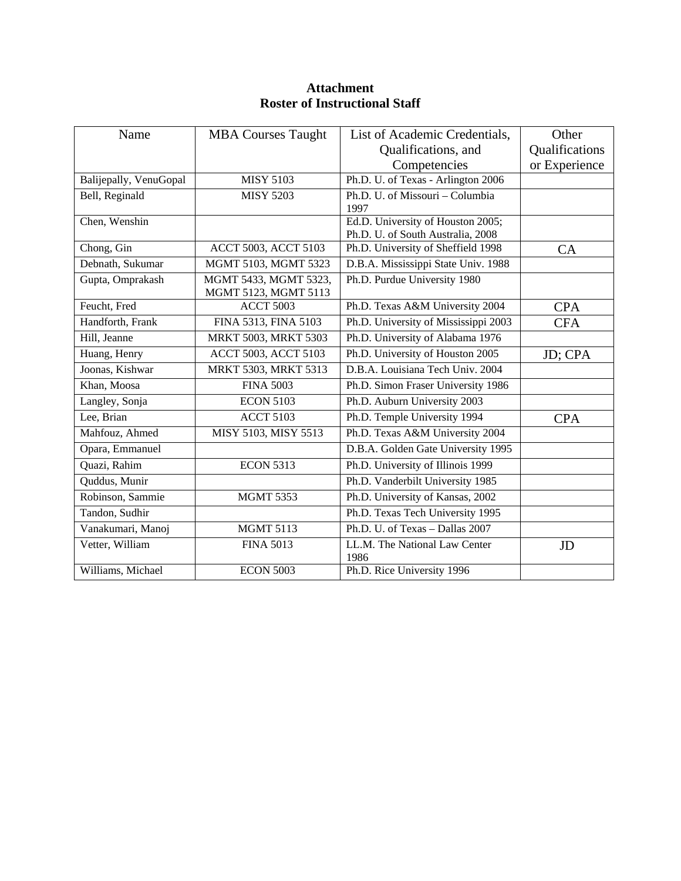**Attachment**
**Roster of Instructional Staff**

| Name | MBA Courses Taught | List of Academic Credentials, Qualifications, and Competencies | Other Qualifications or Experience |
|---|---|---|---|
| Balijepally, VenuGopal | MISY 5103 | Ph.D. U. of Texas - Arlington 2006 | |
| Bell, Reginald | MISY 5203 | Ph.D. U. of Missouri – Columbia 1997 | |
| Chen, Wenshin | | Ed.D. University of Houston 2005; Ph.D. U. of South Australia, 2008 | |
| Chong, Gin | ACCT 5003, ACCT 5103 | Ph.D. University of Sheffield 1998 | CA |
| Debnath, Sukumar | MGMT 5103, MGMT 5323 | D.B.A. Mississippi State Univ. 1988 | |
| Gupta, Omprakash | MGMT 5433, MGMT 5323, MGMT 5123, MGMT 5113 | Ph.D. Purdue University 1980 | |
| Feucht, Fred | ACCT 5003 | Ph.D. Texas A&M University 2004 | CPA |
| Handforth, Frank | FINA 5313, FINA 5103 | Ph.D. University of Mississippi 2003 | CFA |
| Hill, Jeanne | MRKT 5003, MRKT 5303 | Ph.D. University of Alabama 1976 | |
| Huang, Henry | ACCT 5003, ACCT 5103 | Ph.D. University of Houston 2005 | JD; CPA |
| Joonas, Kishwar | MRKT 5303, MRKT 5313 | D.B.A. Louisiana Tech Univ. 2004 | |
| Khan, Moosa | FINA 5003 | Ph.D. Simon Fraser University 1986 | |
| Langley, Sonja | ECON 5103 | Ph.D. Auburn University 2003 | |
| Lee, Brian | ACCT 5103 | Ph.D. Temple University 1994 | CPA |
| Mahfouz, Ahmed | MISY 5103, MISY 5513 | Ph.D. Texas A&M University 2004 | |
| Opara, Emmanuel | | D.B.A. Golden Gate University 1995 | |
| Quazi, Rahim | ECON 5313 | Ph.D. University of Illinois 1999 | |
| Quddus, Munir | | Ph.D. Vanderbilt University 1985 | |
| Robinson, Sammie | MGMT 5353 | Ph.D. University of Kansas, 2002 | |
| Tandon, Sudhir | | Ph.D. Texas Tech University 1995 | |
| Vanakumari, Manoj | MGMT 5113 | Ph.D. U. of Texas – Dallas 2007 | |
| Vetter, William | FINA 5013 | LL.M. The National Law Center 1986 | JD |
| Williams, Michael | ECON 5003 | Ph.D. Rice University 1996 | |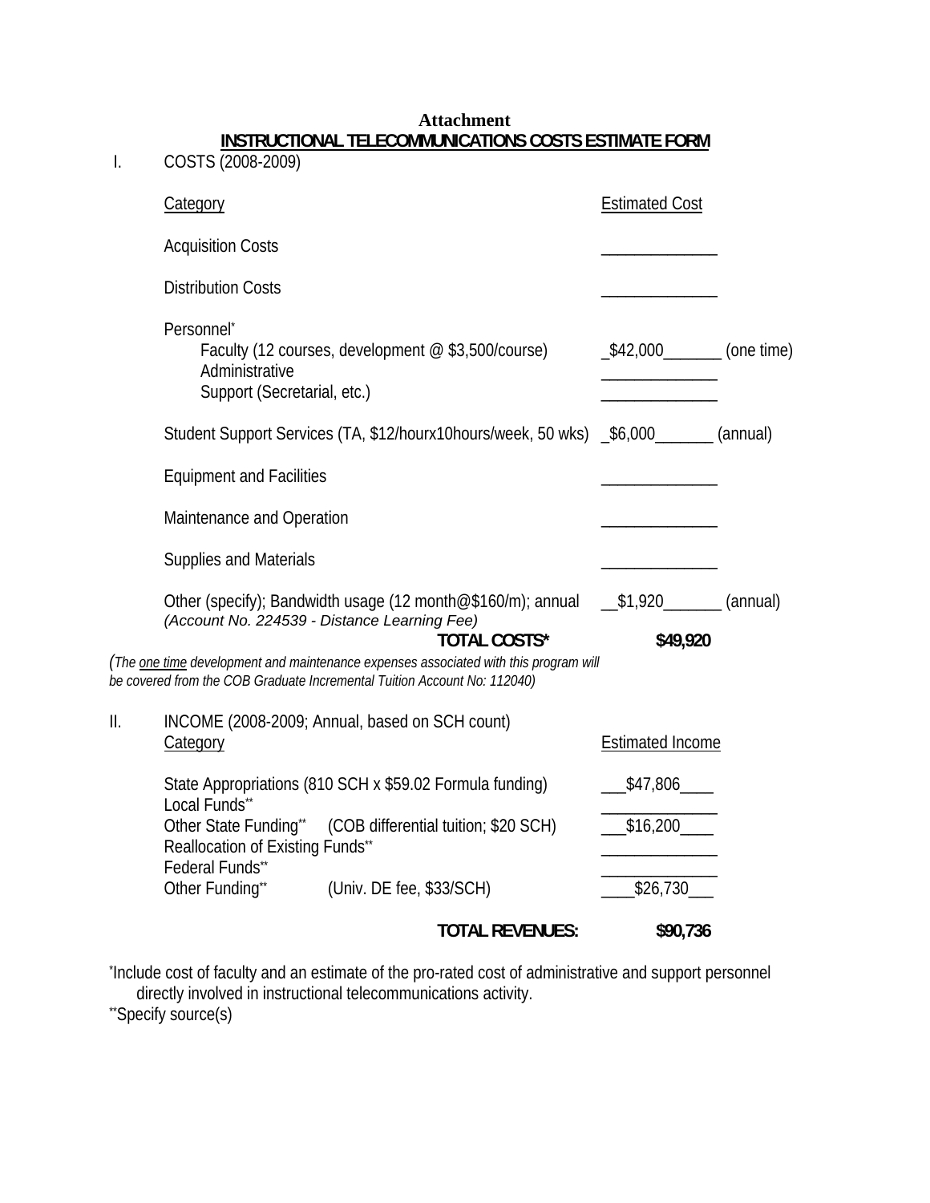**Attachment**

## INSTRUCTIONAL TELECOMMUNICATIONS COSTS ESTIMATE FORM

I. COSTS (2008-2009)

| Category | Estimated Cost |
|---|---|
| Acquisition Costs | ______________ |
| Distribution Costs | ______________ |
| Personnel* | |
| Faculty (12 courses, development @ $3,500/course) | _$42,000_______ (one time) |
| Administrative | ______________ |
| Support (Secretarial, etc.) | ______________ |
| Student Support Services (TA, $12/hourx10hours/week, 50 wks) | _$6,000_______ (annual) |
| Equipment and Facilities | ______________ |
| Maintenance and Operation | ______________ |
| Supplies and Materials | ______________ |
| Other (specify); Bandwidth usage (12 month@$160/m); annual *(Account No. 224539 - Distance Learning Fee)* | __$1,920_______ (annual) |
| **TOTAL COSTS*** | **$49,920** |

*(The one time development and maintenance expenses associated with this program will be covered from the COB Graduate Incremental Tuition Account No: 112040)*

II. INCOME (2008-2009; Annual, based on SCH count)

| Category | Estimated Income |
|---|---|
| State Appropriations (810 SCH x $59.02 Formula funding) | ___$47,806____ |
| Local Funds** | ______________ |
| Other State Funding** (COB differential tuition; $20 SCH) | ___$16,200____ |
| Reallocation of Existing Funds** | ______________ |
| Federal Funds** | ______________ |
| Other Funding** (Univ. DE fee, $33/SCH) | ____$26,730___ |
| **TOTAL REVENUES:** | **$90,736** |

*Include cost of faculty and an estimate of the pro-rated cost of administrative and support personnel directly involved in instructional telecommunications activity.

**Specify source(s)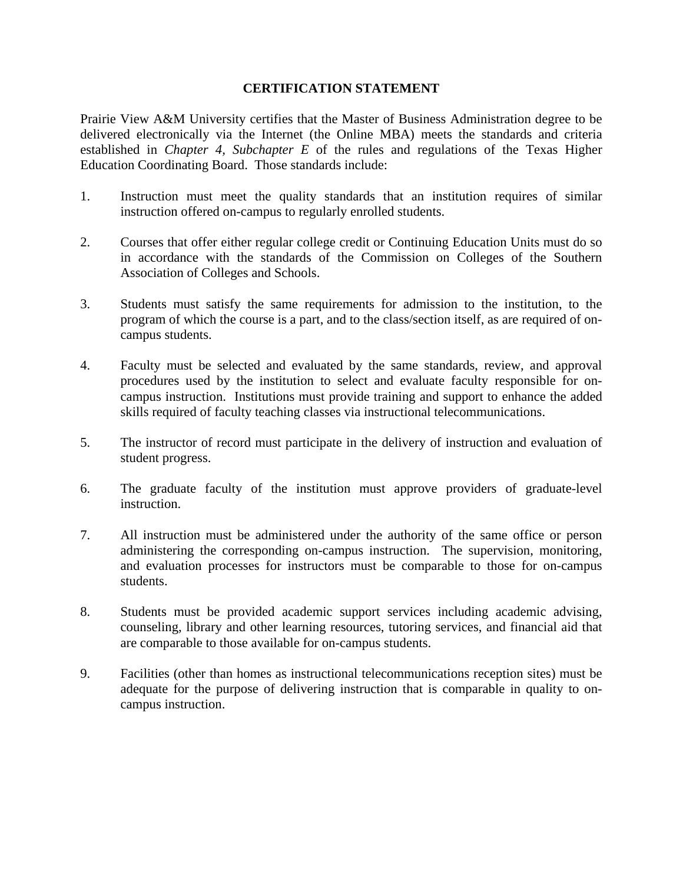# CERTIFICATION STATEMENT

Prairie View A&M University certifies that the Master of Business Administration degree to be delivered electronically via the Internet (the Online MBA) meets the standards and criteria established in *Chapter 4, Subchapter E* of the rules and regulations of the Texas Higher Education Coordinating Board. Those standards include:

1. Instruction must meet the quality standards that an institution requires of similar instruction offered on-campus to regularly enrolled students.

2. Courses that offer either regular college credit or Continuing Education Units must do so in accordance with the standards of the Commission on Colleges of the Southern Association of Colleges and Schools.

3. Students must satisfy the same requirements for admission to the institution, to the program of which the course is a part, and to the class/section itself, as are required of on-campus students.

4. Faculty must be selected and evaluated by the same standards, review, and approval procedures used by the institution to select and evaluate faculty responsible for on-campus instruction. Institutions must provide training and support to enhance the added skills required of faculty teaching classes via instructional telecommunications.

5. The instructor of record must participate in the delivery of instruction and evaluation of student progress.

6. The graduate faculty of the institution must approve providers of graduate-level instruction.

7. All instruction must be administered under the authority of the same office or person administering the corresponding on-campus instruction. The supervision, monitoring, and evaluation processes for instructors must be comparable to those for on-campus students.

8. Students must be provided academic support services including academic advising, counseling, library and other learning resources, tutoring services, and financial aid that are comparable to those available for on-campus students.

9. Facilities (other than homes as instructional telecommunications reception sites) must be adequate for the purpose of delivering instruction that is comparable in quality to on-campus instruction.